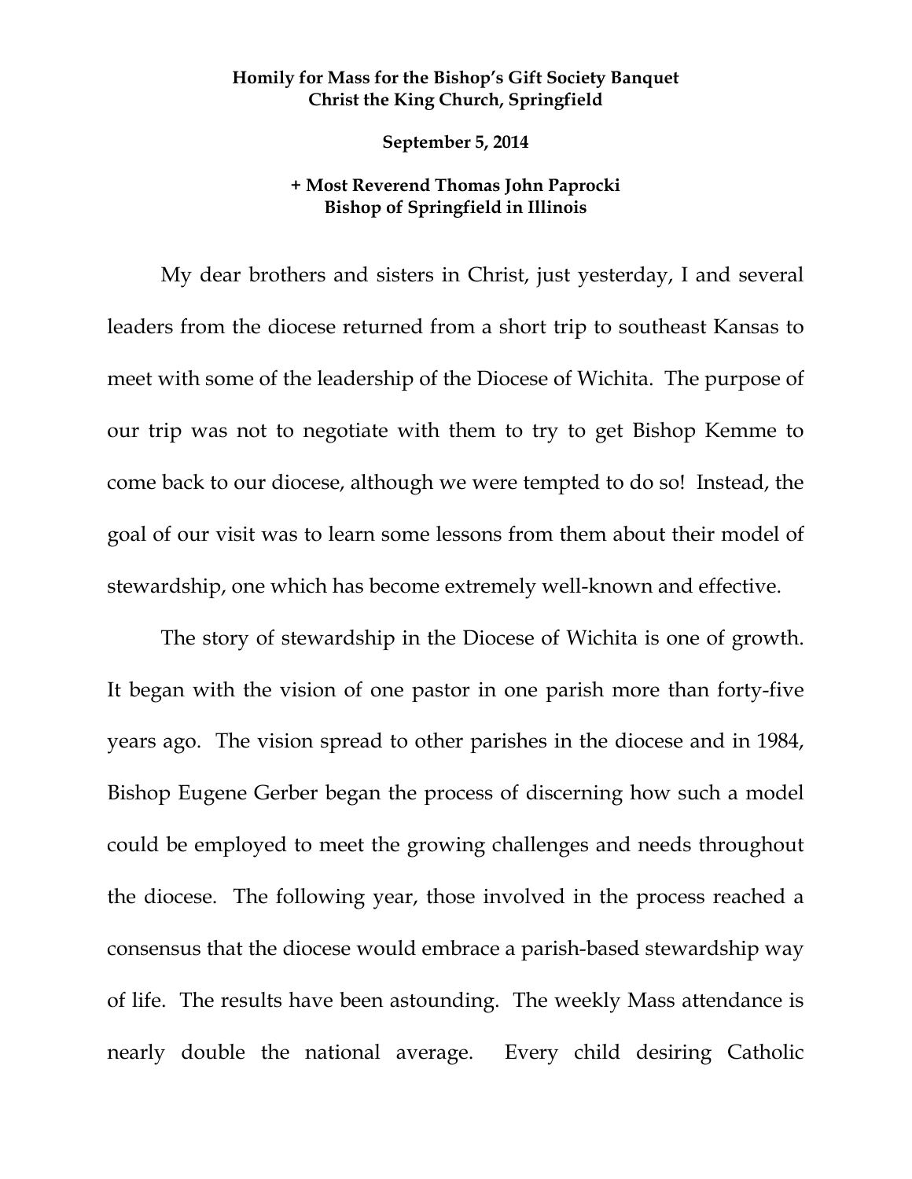**Homily for Mass for the Bishop's Gift Society Banquet**
**Christ the King Church, Springfield**

**September 5, 2014**

**+ Most Reverend Thomas John Paprocki**
**Bishop of Springfield in Illinois**

My dear brothers and sisters in Christ, just yesterday, I and several leaders from the diocese returned from a short trip to southeast Kansas to meet with some of the leadership of the Diocese of Wichita. The purpose of our trip was not to negotiate with them to try to get Bishop Kemme to come back to our diocese, although we were tempted to do so! Instead, the goal of our visit was to learn some lessons from them about their model of stewardship, one which has become extremely well-known and effective.

The story of stewardship in the Diocese of Wichita is one of growth. It began with the vision of one pastor in one parish more than forty-five years ago. The vision spread to other parishes in the diocese and in 1984, Bishop Eugene Gerber began the process of discerning how such a model could be employed to meet the growing challenges and needs throughout the diocese. The following year, those involved in the process reached a consensus that the diocese would embrace a parish-based stewardship way of life. The results have been astounding. The weekly Mass attendance is nearly double the national average. Every child desiring Catholic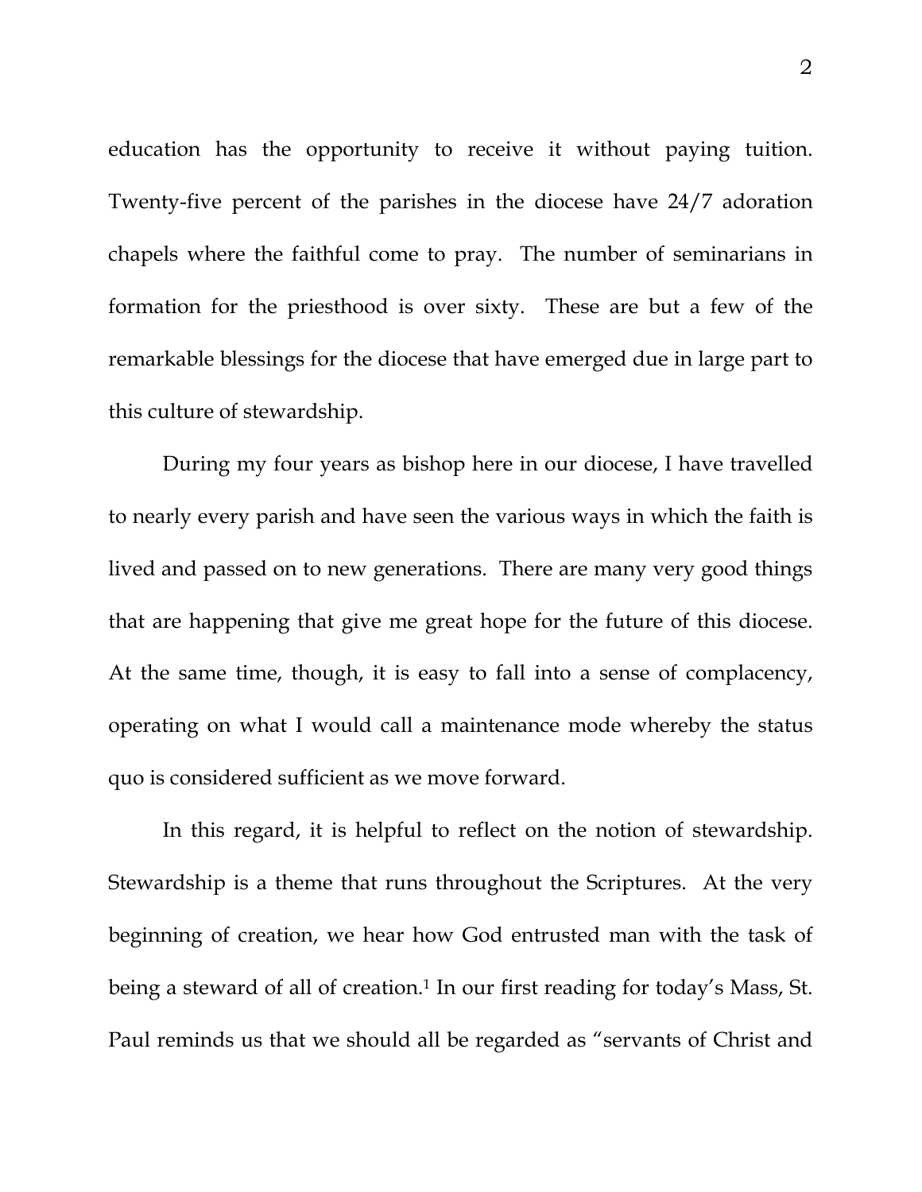education has the opportunity to receive it without paying tuition. Twenty-five percent of the parishes in the diocese have 24/7 adoration chapels where the faithful come to pray. The number of seminarians in formation for the priesthood is over sixty. These are but a few of the remarkable blessings for the diocese that have emerged due in large part to this culture of stewardship.

During my four years as bishop here in our diocese, I have travelled to nearly every parish and have seen the various ways in which the faith is lived and passed on to new generations. There are many very good things that are happening that give me great hope for the future of this diocese. At the same time, though, it is easy to fall into a sense of complacency, operating on what I would call a maintenance mode whereby the status quo is considered sufficient as we move forward.

In this regard, it is helpful to reflect on the notion of stewardship. Stewardship is a theme that runs throughout the Scriptures. At the very beginning of creation, we hear how God entrusted man with the task of being a steward of all of creation.[1] In our first reading for today's Mass, St. Paul reminds us that we should all be regarded as "servants of Christ and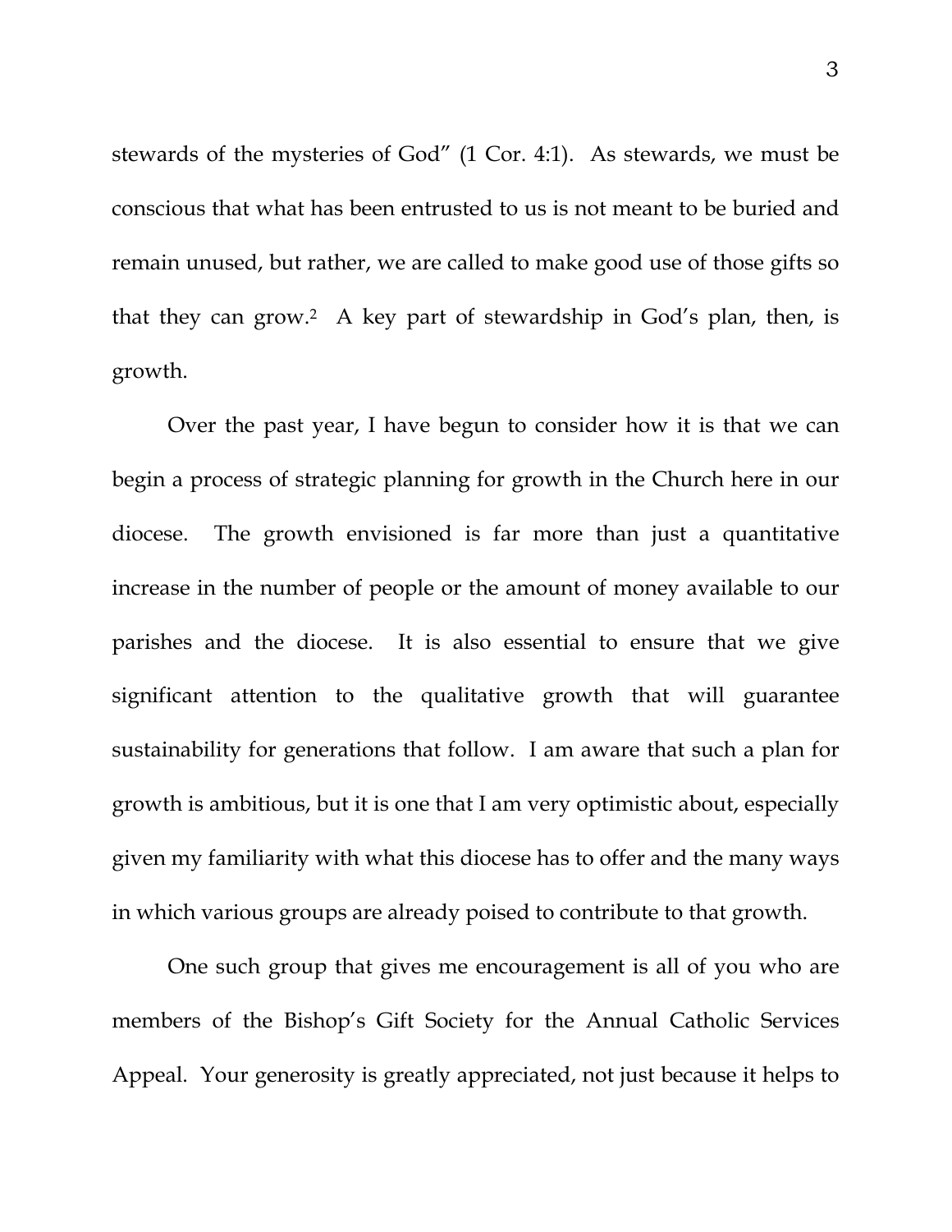stewards of the mysteries of God" (1 Cor. 4:1). As stewards, we must be conscious that what has been entrusted to us is not meant to be buried and remain unused, but rather, we are called to make good use of those gifts so that they can grow.[2] A key part of stewardship in God's plan, then, is growth.

Over the past year, I have begun to consider how it is that we can begin a process of strategic planning for growth in the Church here in our diocese. The growth envisioned is far more than just a quantitative increase in the number of people or the amount of money available to our parishes and the diocese. It is also essential to ensure that we give significant attention to the qualitative growth that will guarantee sustainability for generations that follow. I am aware that such a plan for growth is ambitious, but it is one that I am very optimistic about, especially given my familiarity with what this diocese has to offer and the many ways in which various groups are already poised to contribute to that growth.

One such group that gives me encouragement is all of you who are members of the Bishop's Gift Society for the Annual Catholic Services Appeal. Your generosity is greatly appreciated, not just because it helps to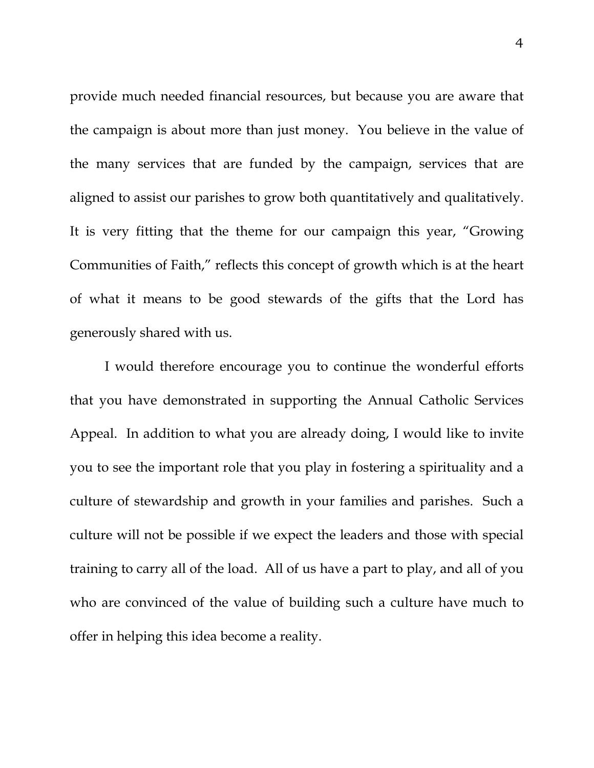provide much needed financial resources, but because you are aware that the campaign is about more than just money. You believe in the value of the many services that are funded by the campaign, services that are aligned to assist our parishes to grow both quantitatively and qualitatively. It is very fitting that the theme for our campaign this year, "Growing Communities of Faith," reflects this concept of growth which is at the heart of what it means to be good stewards of the gifts that the Lord has generously shared with us.

I would therefore encourage you to continue the wonderful efforts that you have demonstrated in supporting the Annual Catholic Services Appeal. In addition to what you are already doing, I would like to invite you to see the important role that you play in fostering a spirituality and a culture of stewardship and growth in your families and parishes. Such a culture will not be possible if we expect the leaders and those with special training to carry all of the load. All of us have a part to play, and all of you who are convinced of the value of building such a culture have much to offer in helping this idea become a reality.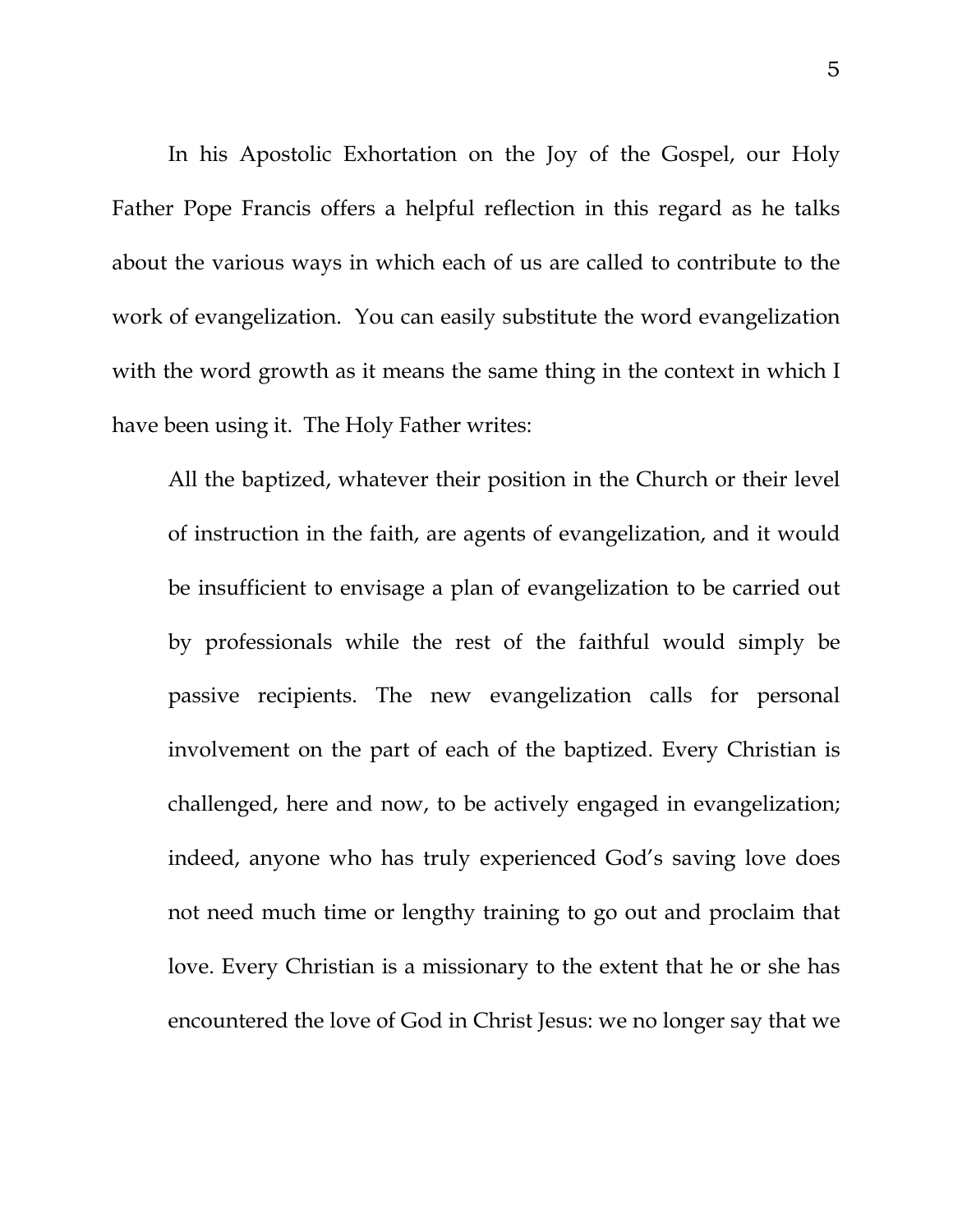In his Apostolic Exhortation on the Joy of the Gospel, our Holy Father Pope Francis offers a helpful reflection in this regard as he talks about the various ways in which each of us are called to contribute to the work of evangelization. You can easily substitute the word evangelization with the word growth as it means the same thing in the context in which I have been using it. The Holy Father writes:

> All the baptized, whatever their position in the Church or their level of instruction in the faith, are agents of evangelization, and it would be insufficient to envisage a plan of evangelization to be carried out by professionals while the rest of the faithful would simply be passive recipients. The new evangelization calls for personal involvement on the part of each of the baptized. Every Christian is challenged, here and now, to be actively engaged in evangelization; indeed, anyone who has truly experienced God's saving love does not need much time or lengthy training to go out and proclaim that love. Every Christian is a missionary to the extent that he or she has encountered the love of God in Christ Jesus: we no longer say that we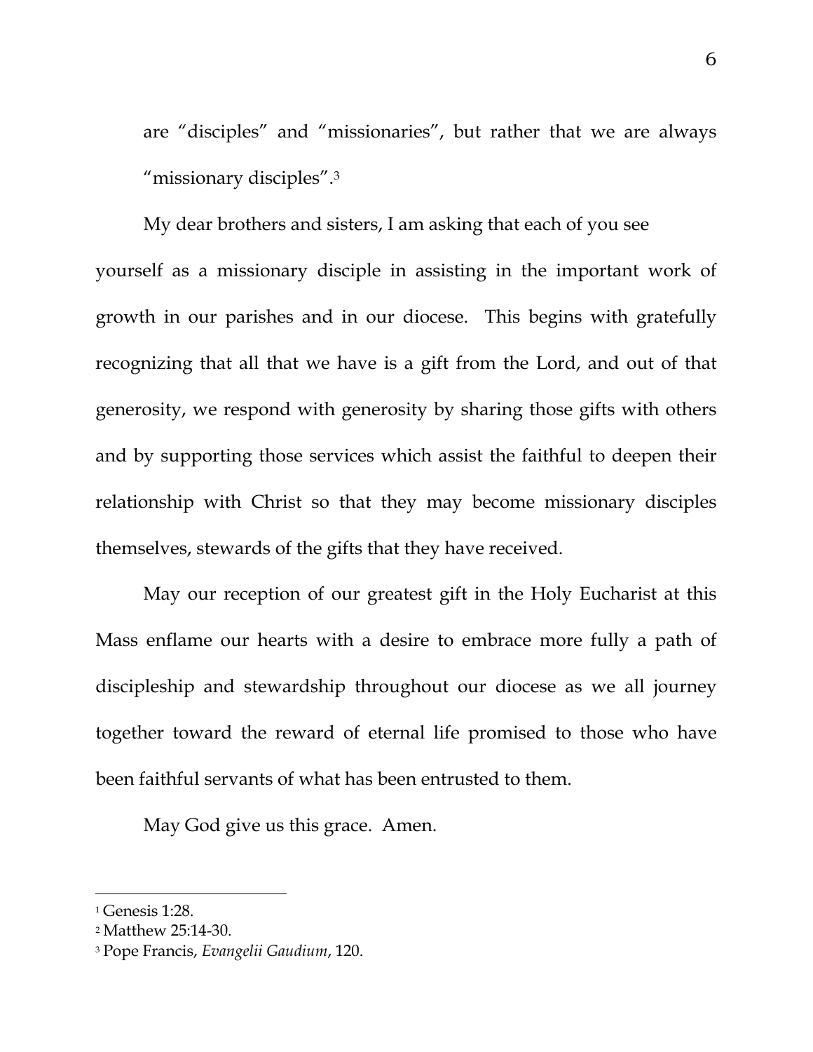are "disciples" and "missionaries", but rather that we are always "missionary disciples".[3]

My dear brothers and sisters, I am asking that each of you see yourself as a missionary disciple in assisting in the important work of growth in our parishes and in our diocese. This begins with gratefully recognizing that all that we have is a gift from the Lord, and out of that generosity, we respond with generosity by sharing those gifts with others and by supporting those services which assist the faithful to deepen their relationship with Christ so that they may become missionary disciples themselves, stewards of the gifts that they have received.

May our reception of our greatest gift in the Holy Eucharist at this Mass enflame our hearts with a desire to embrace more fully a path of discipleship and stewardship throughout our diocese as we all journey together toward the reward of eternal life promised to those who have been faithful servants of what has been entrusted to them.

May God give us this grace. Amen.

---

[1] Genesis 1:28.

[2] Matthew 25:14-30.

[3] Pope Francis, *Evangelii Gaudium*, 120.